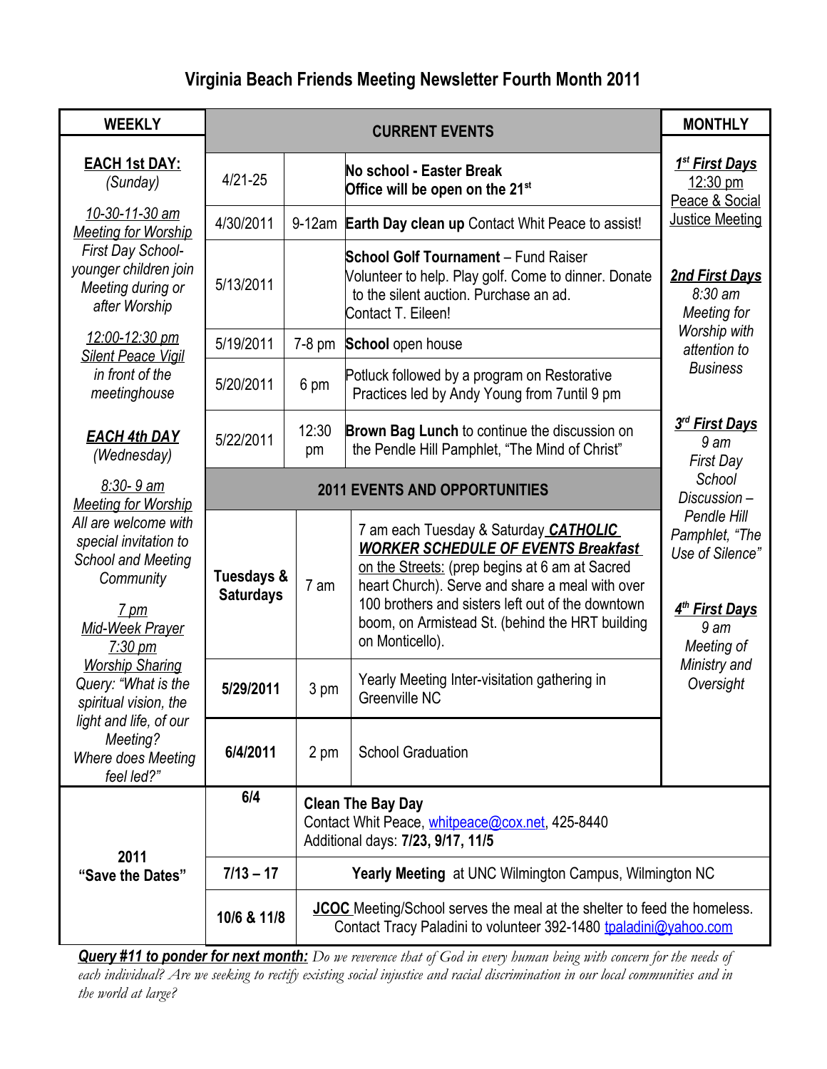# Virginia Beach Friends Meeting Newsletter Fourth Month 2011

## WEEKLY

**EACH 1st DAY:**
*(Sunday)*

*10-30-11-30 am*
*Meeting for Worship*
*First Day School-younger children join Meeting during or after Worship*

*12:00-12:30 pm*
*Silent Peace Vigil in front of the meetinghouse*

***EACH 4th DAY***
*(Wednesday)*

*8:30- 9 am*
*Meeting for Worship*
*All are welcome with special invitation to School and Meeting Community*

*7 pm*
*Mid-Week Prayer*
*7:30 pm*
*Worship Sharing*
*Query: "What is the spiritual vision, the light and life, of our Meeting? Where does Meeting feel led?"*

## CURRENT EVENTS

| Date | Time | Event |
|---|---|---|
| 4/21-25 | | **No school - Easter Break** **Office will be open on the 21st** |
| 4/30/2011 | 9-12am | **Earth Day clean up** Contact Whit Peace to assist! |
| 5/13/2011 | | **School Golf Tournament** – Fund Raiser Volunteer to help. Play golf. Come to dinner. Donate to the silent auction. Purchase an ad. Contact T. Eileen! |
| 5/19/2011 | 7-8 pm | **School** open house |
| 5/20/2011 | 6 pm | Potluck followed by a program on Restorative Practices led by Andy Young from 7until 9 pm |
| 5/22/2011 | 12:30 pm | **Brown Bag Lunch** to continue the discussion on the Pendle Hill Pamphlet, "The Mind of Christ" |

## 2011 EVENTS AND OPPORTUNITIES

| Date | Time | Event |
|---|---|---|
| **Tuesdays & Saturdays** | 7 am | 7 am each Tuesday & Saturday ***CATHOLIC WORKER SCHEDULE OF EVENTS Breakfast on the Streets:*** (prep begins at 6 am at Sacred heart Church). Serve and share a meal with over 100 brothers and sisters left out of the downtown boom, on Armistead St. (behind the HRT building on Monticello). |
| **5/29/2011** | 3 pm | Yearly Meeting Inter-visitation gathering in Greenville NC |
| **6/4/2011** | 2 pm | School Graduation |

## MONTHLY

***1st First Days***
12:30 pm
Peace & Social Justice Meeting

***2nd First Days***
*8:30 am*
*Meeting for Worship with attention to Business*

***3rd First Days***
*9 am*
*First Day School Discussion – Pendle Hill Pamphlet, "The Use of Silence"*

***4th First Days***
*9 am*
*Meeting of Ministry and Oversight*

## 2011 "Save the Dates"

| Date | Event |
|---|---|
| 6/4 | **Clean The Bay Day** Contact Whit Peace, whitpeace@cox.net, 425-8440 Additional days: **7/23, 9/17, 11/5** |
| **7/13 – 17** | **Yearly Meeting** at UNC Wilmington Campus, Wilmington NC |
| **10/6 & 11/8** | **JCOC** Meeting/School serves the meal at the shelter to feed the homeless. Contact Tracy Paladini to volunteer 392-1480 tpaladini@yahoo.com |

***Query #11 to ponder for next month:*** *Do we reverence that of God in every human being with concern for the needs of each individual? Are we seeking to rectify existing social injustice and racial discrimination in our local communities and in the world at large?*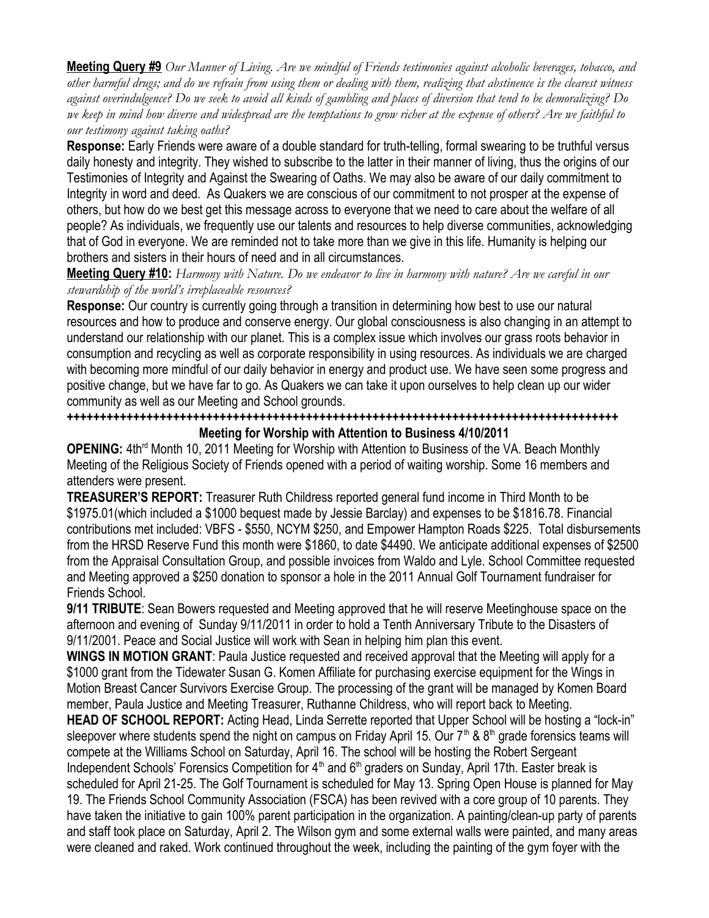**Meeting Query #9** *Our Manner of Living. Are we mindful of Friends testimonies against alcoholic beverages, tobacco, and other harmful drugs; and do we refrain from using them or dealing with them, realizing that abstinence is the clearest witness against overindulgence? Do we seek to avoid all kinds of gambling and places of diversion that tend to be demoralizing? Do we keep in mind how diverse and widespread are the temptations to grow richer at the expense of others? Are we faithful to our testimony against taking oaths?*

**Response:** Early Friends were aware of a double standard for truth-telling, formal swearing to be truthful versus daily honesty and integrity. They wished to subscribe to the latter in their manner of living, thus the origins of our Testimonies of Integrity and Against the Swearing of Oaths. We may also be aware of our daily commitment to Integrity in word and deed. As Quakers we are conscious of our commitment to not prosper at the expense of others, but how do we best get this message across to everyone that we need to care about the welfare of all people? As individuals, we frequently use our talents and resources to help diverse communities, acknowledging that of God in everyone. We are reminded not to take more than we give in this life. Humanity is helping our brothers and sisters in their hours of need and in all circumstances.

**Meeting Query #10:** *Harmony with Nature. Do we endeavor to live in harmony with nature? Are we careful in our stewardship of the world's irreplaceable resources?*

**Response:** Our country is currently going through a transition in determining how best to use our natural resources and how to produce and conserve energy. Our global consciousness is also changing in an attempt to understand our relationship with our planet. This is a complex issue which involves our grass roots behavior in consumption and recycling as well as corporate responsibility in using resources. As individuals we are charged with becoming more mindful of our daily behavior in energy and product use. We have seen some progress and positive change, but we have far to go. As Quakers we can take it upon ourselves to help clean up our wider community as well as our Meeting and School grounds.

**++++++++++++++++++++++++++++++++++++++++++++++++++++++++++++++++++++++++++++++++++**

**Meeting for Worship with Attention to Business 4/10/2011**

**OPENING:** 4th[rd] Month 10, 2011 Meeting for Worship with Attention to Business of the VA. Beach Monthly Meeting of the Religious Society of Friends opened with a period of waiting worship. Some 16 members and attenders were present.

**TREASURER'S REPORT:** Treasurer Ruth Childress reported general fund income in Third Month to be \$1975.01(which included a \$1000 bequest made by Jessie Barclay) and expenses to be \$1816.78. Financial contributions met included: VBFS - \$550, NCYM \$250, and Empower Hampton Roads \$225. Total disbursements from the HRSD Reserve Fund this month were \$1860, to date \$4490. We anticipate additional expenses of \$2500 from the Appraisal Consultation Group, and possible invoices from Waldo and Lyle. School Committee requested and Meeting approved a \$250 donation to sponsor a hole in the 2011 Annual Golf Tournament fundraiser for Friends School.

**9/11 TRIBUTE**: Sean Bowers requested and Meeting approved that he will reserve Meetinghouse space on the afternoon and evening of Sunday 9/11/2011 in order to hold a Tenth Anniversary Tribute to the Disasters of 9/11/2001. Peace and Social Justice will work with Sean in helping him plan this event.

**WINGS IN MOTION GRANT**: Paula Justice requested and received approval that the Meeting will apply for a \$1000 grant from the Tidewater Susan G. Komen Affiliate for purchasing exercise equipment for the Wings in Motion Breast Cancer Survivors Exercise Group. The processing of the grant will be managed by Komen Board member, Paula Justice and Meeting Treasurer, Ruthanne Childress, who will report back to Meeting.

**HEAD OF SCHOOL REPORT:** Acting Head, Linda Serrette reported that Upper School will be hosting a "lock-in" sleepover where students spend the night on campus on Friday April 15. Our 7th & 8th grade forensics teams will compete at the Williams School on Saturday, April 16. The school will be hosting the Robert Sergeant Independent Schools' Forensics Competition for 4th and 6th graders on Sunday, April 17th. Easter break is scheduled for April 21-25. The Golf Tournament is scheduled for May 13. Spring Open House is planned for May 19. The Friends School Community Association (FSCA) has been revived with a core group of 10 parents. They have taken the initiative to gain 100% parent participation in the organization. A painting/clean-up party of parents and staff took place on Saturday, April 2. The Wilson gym and some external walls were painted, and many areas were cleaned and raked. Work continued throughout the week, including the painting of the gym foyer with the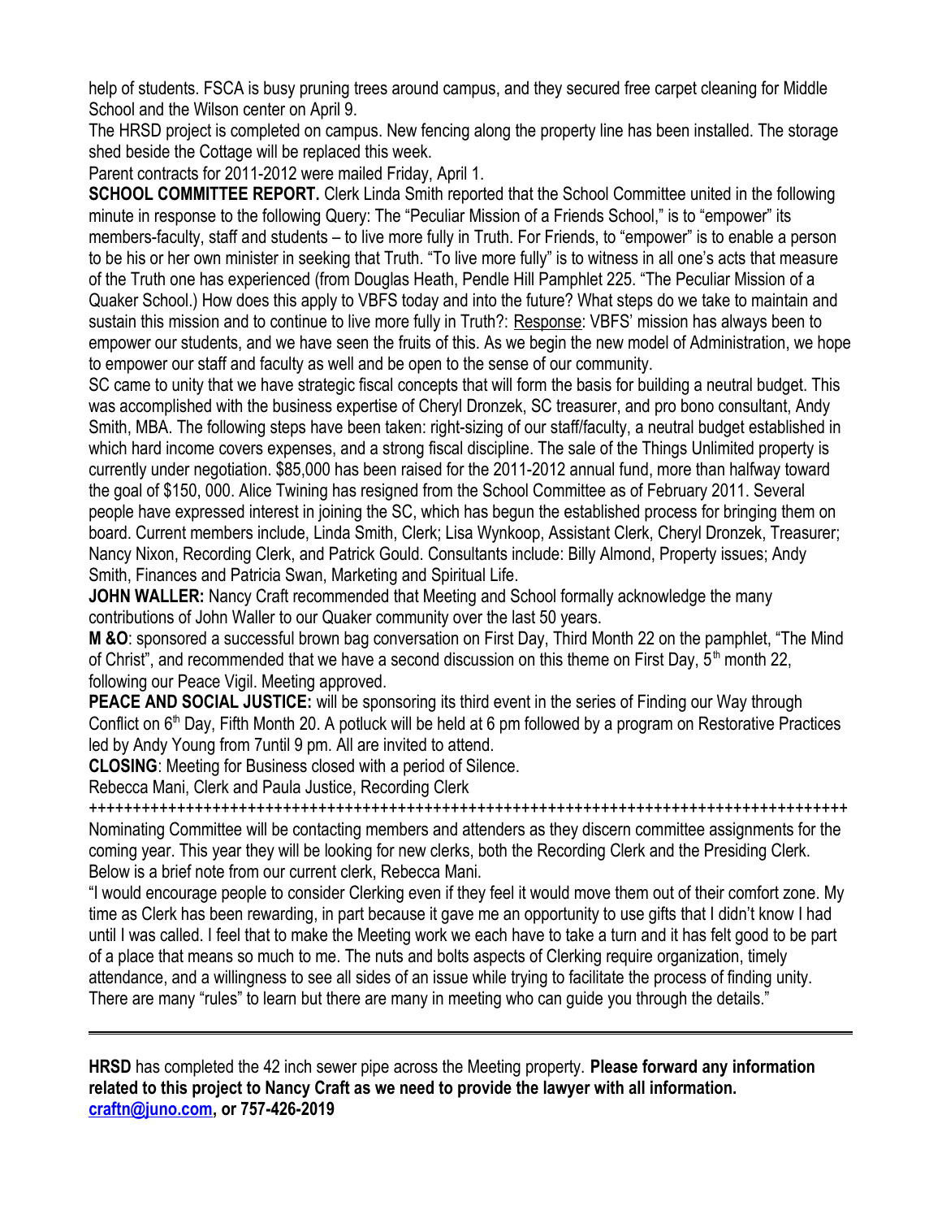help of students. FSCA is busy pruning trees around campus, and they secured free carpet cleaning for Middle School and the Wilson center on April 9.

The HRSD project is completed on campus. New fencing along the property line has been installed. The storage shed beside the Cottage will be replaced this week.

Parent contracts for 2011-2012 were mailed Friday, April 1.

**SCHOOL COMMITTEE REPORT.** Clerk Linda Smith reported that the School Committee united in the following minute in response to the following Query: The "Peculiar Mission of a Friends School," is to "empower" its members-faculty, staff and students – to live more fully in Truth. For Friends, to "empower" is to enable a person to be his or her own minister in seeking that Truth. "To live more fully" is to witness in all one's acts that measure of the Truth one has experienced (from Douglas Heath, Pendle Hill Pamphlet 225. "The Peculiar Mission of a Quaker School.) How does this apply to VBFS today and into the future? What steps do we take to maintain and sustain this mission and to continue to live more fully in Truth?: Response: VBFS' mission has always been to empower our students, and we have seen the fruits of this. As we begin the new model of Administration, we hope to empower our staff and faculty as well and be open to the sense of our community.

SC came to unity that we have strategic fiscal concepts that will form the basis for building a neutral budget. This was accomplished with the business expertise of Cheryl Dronzek, SC treasurer, and pro bono consultant, Andy Smith, MBA. The following steps have been taken: right-sizing of our staff/faculty, a neutral budget established in which hard income covers expenses, and a strong fiscal discipline. The sale of the Things Unlimited property is currently under negotiation. $85,000 has been raised for the 2011-2012 annual fund, more than halfway toward the goal of $150, 000. Alice Twining has resigned from the School Committee as of February 2011. Several people have expressed interest in joining the SC, which has begun the established process for bringing them on board. Current members include, Linda Smith, Clerk; Lisa Wynkoop, Assistant Clerk, Cheryl Dronzek, Treasurer; Nancy Nixon, Recording Clerk, and Patrick Gould. Consultants include: Billy Almond, Property issues; Andy Smith, Finances and Patricia Swan, Marketing and Spiritual Life.

**JOHN WALLER:** Nancy Craft recommended that Meeting and School formally acknowledge the many contributions of John Waller to our Quaker community over the last 50 years.

**M &O**: sponsored a successful brown bag conversation on First Day, Third Month 22 on the pamphlet, "The Mind of Christ", and recommended that we have a second discussion on this theme on First Day, 5th month 22, following our Peace Vigil. Meeting approved.

**PEACE AND SOCIAL JUSTICE:** will be sponsoring its third event in the series of Finding our Way through Conflict on 6th Day, Fifth Month 20. A potluck will be held at 6 pm followed by a program on Restorative Practices led by Andy Young from 7until 9 pm. All are invited to attend.

**CLOSING**: Meeting for Business closed with a period of Silence.

Rebecca Mani, Clerk and Paula Justice, Recording Clerk

++++++++++++++++++++++++++++++++++++++++++++++++++++++++++++++++++++++++++++++++++++++++

Nominating Committee will be contacting members and attenders as they discern committee assignments for the coming year. This year they will be looking for new clerks, both the Recording Clerk and the Presiding Clerk. Below is a brief note from our current clerk, Rebecca Mani.

"I would encourage people to consider Clerking even if they feel it would move them out of their comfort zone. My time as Clerk has been rewarding, in part because it gave me an opportunity to use gifts that I didn't know I had until I was called. I feel that to make the Meeting work we each have to take a turn and it has felt good to be part of a place that means so much to me. The nuts and bolts aspects of Clerking require organization, timely attendance, and a willingness to see all sides of an issue while trying to facilitate the process of finding unity. There are many "rules" to learn but there are many in meeting who can guide you through the details."

---

**HRSD** has completed the 42 inch sewer pipe across the Meeting property. **Please forward any information related to this project to Nancy Craft as we need to provide the lawyer with all information. craftn@juno.com, or 757-426-2019**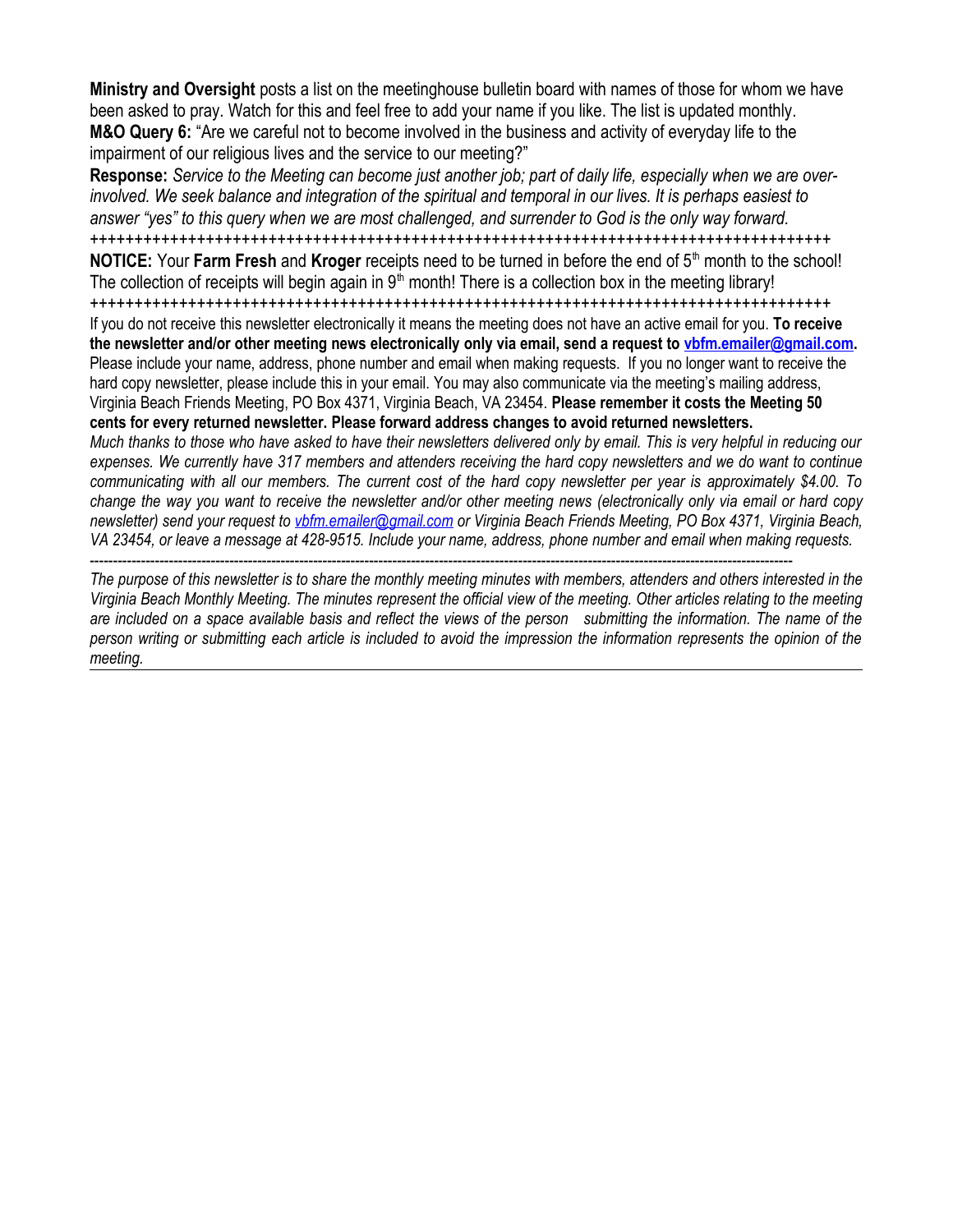**Ministry and Oversight** posts a list on the meetinghouse bulletin board with names of those for whom we have been asked to pray. Watch for this and feel free to add your name if you like. The list is updated monthly.

**M&O Query 6:** "Are we careful not to become involved in the business and activity of everyday life to the impairment of our religious lives and the service to our meeting?"

**Response:** *Service to the Meeting can become just another job; part of daily life, especially when we are over-involved. We seek balance and integration of the spiritual and temporal in our lives. It is perhaps easiest to answer "yes" to this query when we are most challenged, and surrender to God is the only way forward.*

++++++++++++++++++++++++++++++++++++++++++++++++++++++++++++++++++++++++++++++++

**NOTICE:** Your **Farm Fresh** and **Kroger** receipts need to be turned in before the end of 5th month to the school! The collection of receipts will begin again in 9th month! There is a collection box in the meeting library!

++++++++++++++++++++++++++++++++++++++++++++++++++++++++++++++++++++++++++++++++

If you do not receive this newsletter electronically it means the meeting does not have an active email for you. **To receive the newsletter and/or other meeting news electronically only via email, send a request to vbfm.emailer@gmail.com.** Please include your name, address, phone number and email when making requests. If you no longer want to receive the hard copy newsletter, please include this in your email. You may also communicate via the meeting's mailing address, Virginia Beach Friends Meeting, PO Box 4371, Virginia Beach, VA 23454. **Please remember it costs the Meeting 50 cents for every returned newsletter. Please forward address changes to avoid returned newsletters.**

*Much thanks to those who have asked to have their newsletters delivered only by email. This is very helpful in reducing our expenses. We currently have 317 members and attenders receiving the hard copy newsletters and we do want to continue communicating with all our members. The current cost of the hard copy newsletter per year is approximately $4.00. To change the way you want to receive the newsletter and/or other meeting news (electronically only via email or hard copy newsletter) send your request to vbfm.emailer@gmail.com or Virginia Beach Friends Meeting, PO Box 4371, Virginia Beach, VA 23454, or leave a message at 428-9515. Include your name, address, phone number and email when making requests.*

---

*The purpose of this newsletter is to share the monthly meeting minutes with members, attenders and others interested in the Virginia Beach Monthly Meeting. The minutes represent the official view of the meeting. Other articles relating to the meeting are included on a space available basis and reflect the views of the person submitting the information. The name of the person writing or submitting each article is included to avoid the impression the information represents the opinion of the meeting.*